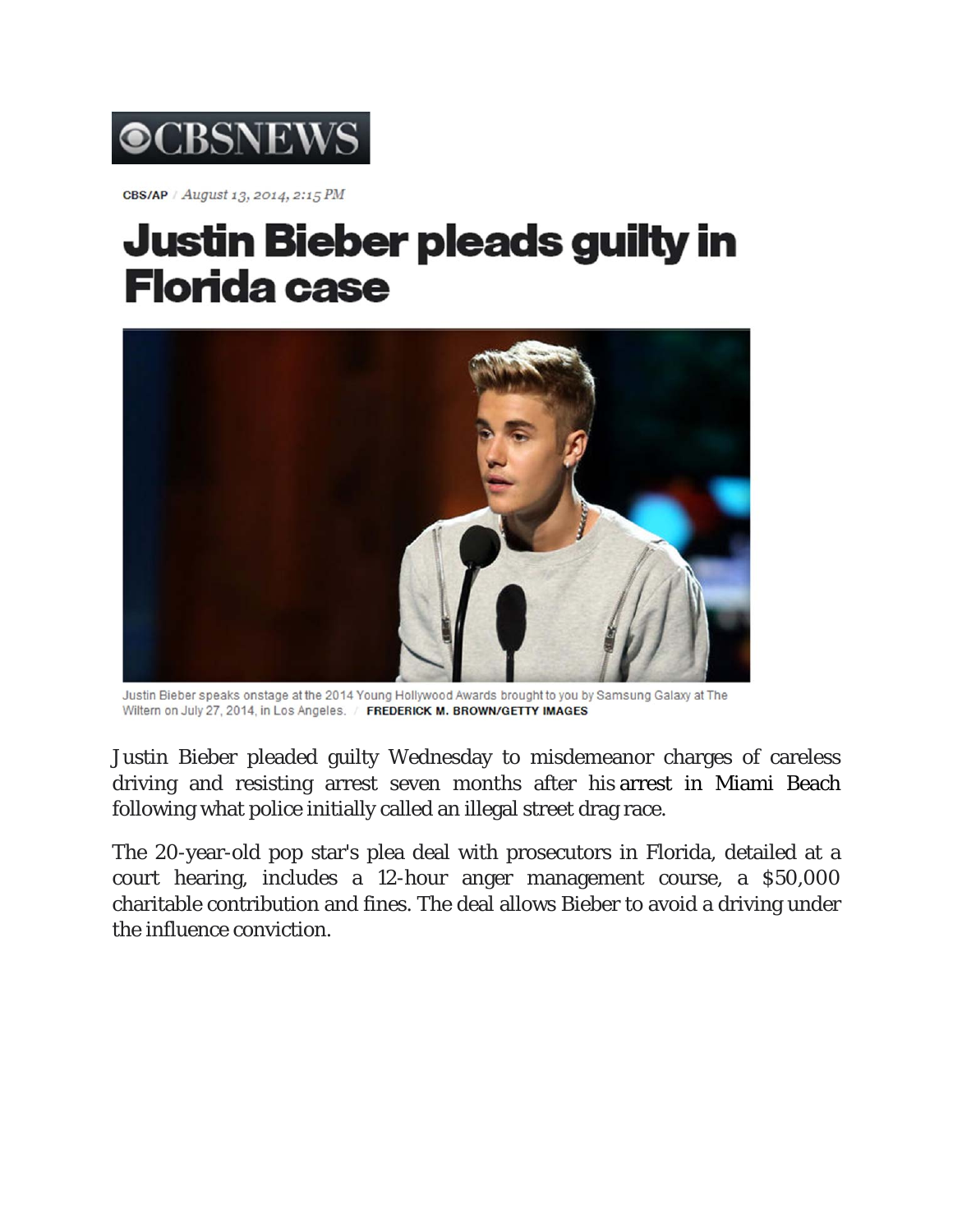CBSNEWS

CBS/AP / *August 13, 2014, 2:15 PM*

# Justin Bieber pleads guilty in Florida case

Justin Bieber speaks onstage at the 2014 Young Hollywood Awards brought to you by Samsung Galaxy at The Wiltern on July 27, 2014, in Los Angeles. / **FREDERICK M. BROWN/GETTY IMAGES**

Justin Bieber pleaded guilty Wednesday to misdemeanor charges of careless driving and resisting arrest seven months after his arrest in Miami Beach following what police initially called an illegal street drag race.

The 20-year-old pop star's plea deal with prosecutors in Florida, detailed at a court hearing, includes a 12-hour anger management course, a $50,000 charitable contribution and fines. The deal allows Bieber to avoid a driving under the influence conviction.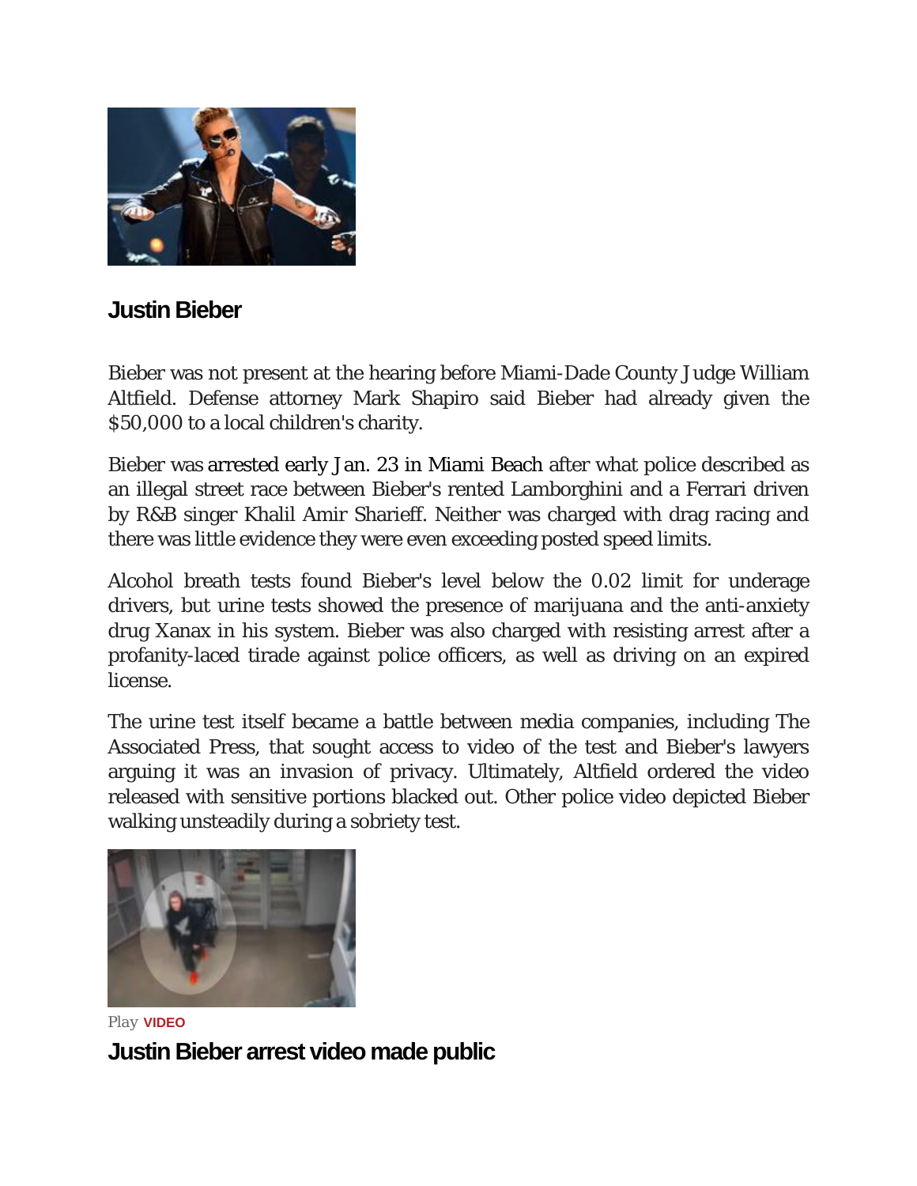**Justin Bieber**

Bieber was not present at the hearing before Miami-Dade County Judge William Altfield. Defense attorney Mark Shapiro said Bieber had already given the $50,000 to a local children's charity.

Bieber was arrested early Jan. 23 in Miami Beach after what police described as an illegal street race between Bieber's rented Lamborghini and a Ferrari driven by R&B singer Khalil Amir Sharieff. Neither was charged with drag racing and there was little evidence they were even exceeding posted speed limits.

Alcohol breath tests found Bieber's level below the 0.02 limit for underage drivers, but urine tests showed the presence of marijuana and the anti-anxiety drug Xanax in his system. Bieber was also charged with resisting arrest after a profanity-laced tirade against police officers, as well as driving on an expired license.

The urine test itself became a battle between media companies, including The Associated Press, that sought access to video of the test and Bieber's lawyers arguing it was an invasion of privacy. Ultimately, Altfield ordered the video released with sensitive portions blacked out. Other police video depicted Bieber walking unsteadily during a sobriety test.

Play **VIDEO**

**Justin Bieber arrest video made public**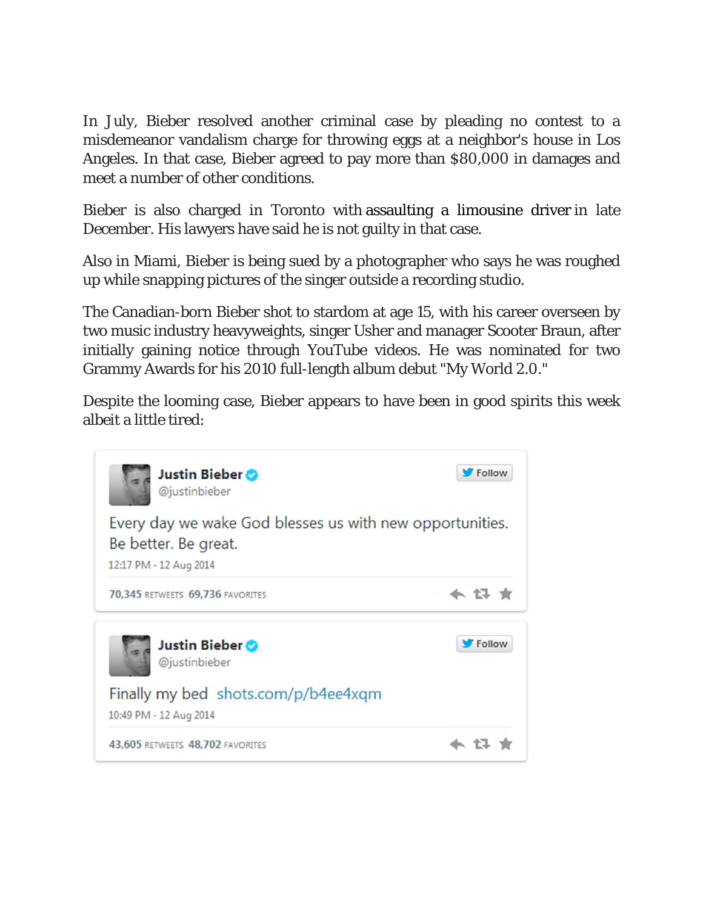In July, Bieber resolved another criminal case by pleading no contest to a misdemeanor vandalism charge for throwing eggs at a neighbor's house in Los Angeles. In that case, Bieber agreed to pay more than $80,000 in damages and meet a number of other conditions.

Bieber is also charged in Toronto with assaulting a limousine driver in late December. His lawyers have said he is not guilty in that case.

Also in Miami, Bieber is being sued by a photographer who says he was roughed up while snapping pictures of the singer outside a recording studio.

The Canadian-born Bieber shot to stardom at age 15, with his career overseen by two music industry heavyweights, singer Usher and manager Scooter Braun, after initially gaining notice through YouTube videos. He was nominated for two Grammy Awards for his 2010 full-length album debut "My World 2.0."

Despite the looming case, Bieber appears to have been in good spirits this week albeit a little tired:

**Justin Bieber** @justinbieber

Every day we wake God blesses us with new opportunities. Be better. Be great.

12:17 PM - 12 Aug 2014

70,345 RETWEETS 69,736 FAVORITES

**Justin Bieber** @justinbieber

Finally my bed shots.com/p/b4ee4xqm

10:49 PM - 12 Aug 2014

43,605 RETWEETS 48,702 FAVORITES